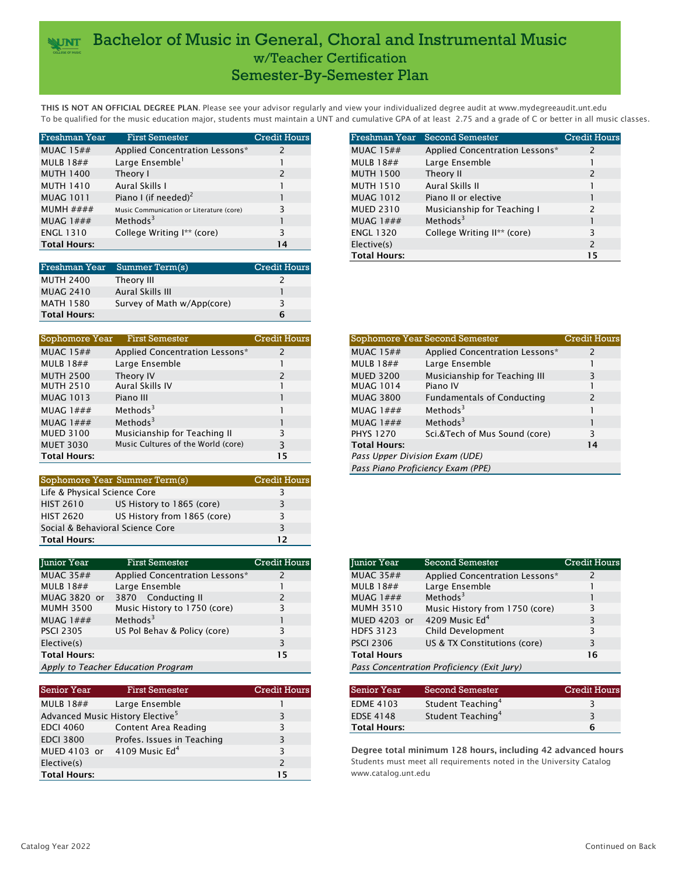# Bachelor of Music in General, Choral and Instrumental Music
## w/Teacher Certification
## Semester-By-Semester Plan

**THIS IS NOT AN OFFICIAL DEGREE PLAN**. Please see your advisor regularly and view your individualized degree audit at www.mydegreeaudit.unt.edu
To be qualified for the music education major, students must maintain a UNT and cumulative GPA of at least 2.75 and a grade of C or better in all music classes.

| Freshman Year | First Semester | Credit Hours |
|---|---|---|
| MUAC 15## | Applied Concentration Lessons* | 2 |
| MULB 18## | Large Ensemble[1] | 1 |
| MUTH 1400 | Theory I | 2 |
| MUTH 1410 | Aural Skills I | 1 |
| MUAG 1011 | Piano I (if needed)[2] | 1 |
| MUMH #### | Music Communication or Literature (core) | 3 |
| MUAG 1### | Methods[3] | 1 |
| ENGL 1310 | College Writing I** (core) | 3 |
| **Total Hours:** | | **14** |

| Freshman Year | Second Semester | Credit Hours |
|---|---|---|
| MUAC 15## | Applied Concentration Lessons* | 2 |
| MULB 18## | Large Ensemble | 1 |
| MUTH 1500 | Theory II | 2 |
| MUTH 1510 | Aural Skills II | 1 |
| MUAG 1012 | Piano II or elective | 1 |
| MUED 2310 | Musicianship for Teaching I | 2 |
| MUAG 1### | Methods[3] | 1 |
| ENGL 1320 | College Writing II** (core) | 3 |
| Elective(s) | | 2 |
| **Total Hours:** | | **15** |

| Freshman Year | Summer Term(s) | Credit Hours |
|---|---|---|
| MUTH 2400 | Theory III | 2 |
| MUAG 2410 | Aural Skills III | 1 |
| MATH 1580 | Survey of Math w/App(core) | 3 |
| **Total Hours:** | | **6** |

| Sophomore Year | First Semester | Credit Hours |
|---|---|---|
| MUAC 15## | Applied Concentration Lessons* | 2 |
| MULB 18## | Large Ensemble | 1 |
| MUTH 2500 | Theory IV | 2 |
| MUTH 2510 | Aural Skills IV | 1 |
| MUAG 1013 | Piano III | 1 |
| MUAG 1### | Methods[3] | 1 |
| MUAG 1### | Methods[3] | 1 |
| MUED 3100 | Musicianship for Teaching II | 3 |
| MUET 3030 | Music Cultures of the World (core) | 3 |
| **Total Hours:** | | **15** |

| Sophomore Year | Second Semester | Credit Hours |
|---|---|---|
| MUAC 15## | Applied Concentration Lessons* | 2 |
| MULB 18## | Large Ensemble | 1 |
| MUED 3200 | Musicianship for Teaching III | 3 |
| MUAG 1014 | Piano IV | 1 |
| MUAG 3800 | Fundamentals of Conducting | 2 |
| MUAG 1### | Methods[3] | 1 |
| MUAG 1### | Methods[3] | 1 |
| PHYS 1270 | Sci.&Tech of Mus Sound (core) | 3 |
| **Total Hours:** | | **14** |
| *Pass Upper Division Exam (UDE)* | | |
| *Pass Piano Proficiency Exam (PPE)* | | |

| Sophomore Year | Summer Term(s) | Credit Hours |
|---|---|---|
| Life & Physical Science Core | | 3 |
| HIST 2610 | US History to 1865 (core) | 3 |
| HIST 2620 | US History from 1865 (core) | 3 |
| Social & Behavioral Science Core | | 3 |
| **Total Hours:** | | **12** |

| Junior Year | First Semester | Credit Hours |
|---|---|---|
| MUAC 35## | Applied Concentration Lessons* | 2 |
| MULB 18## | Large Ensemble | 1 |
| MUAG 3820 or | 3870 Conducting II | 2 |
| MUMH 3500 | Music History to 1750 (core) | 3 |
| MUAG 1### | Methods[3] | 1 |
| PSCI 2305 | US Pol Behav & Policy (core) | 3 |
| Elective(s) | | 3 |
| **Total Hours:** | | **15** |
| *Apply to Teacher Education Program* | | |

| Junior Year | Second Semester | Credit Hours |
|---|---|---|
| MUAC 35## | Applied Concentration Lessons* | 2 |
| MULB 18## | Large Ensemble | 1 |
| MUAG 1### | Methods[3] | 1 |
| MUMH 3510 | Music History from 1750 (core) | 3 |
| MUED 4203 or | 4209 Music Ed[4] | 3 |
| HDFS 3123 | Child Development | 3 |
| PSCI 2306 | US & TX Constitutions (core) | 3 |
| **Total Hours** | | **16** |
| *Pass Concentration Proficiency (Exit Jury)* | | |

| Senior Year | First Semester | Credit Hours |
|---|---|---|
| MULB 18## | Large Ensemble | 1 |
| Advanced Music History Elective[5] | | 3 |
| EDCI 4060 | Content Area Reading | 3 |
| EDCI 3800 | Profes. Issues in Teaching | 3 |
| MUED 4103 or | 4109 Music Ed[4] | 3 |
| Elective(s) | | 2 |
| **Total Hours:** | | **15** |

| Senior Year | Second Semester | Credit Hours |
|---|---|---|
| EDME 4103 | Student Teaching[4] | 3 |
| EDSE 4148 | Student Teaching[4] | 3 |
| **Total Hours:** | | **6** |

**Degree total minimum 128 hours, including 42 advanced hours**
Students must meet all requirements noted in the University Catalog
www.catalog.unt.edu

Catalog Year 2022

Continued on Back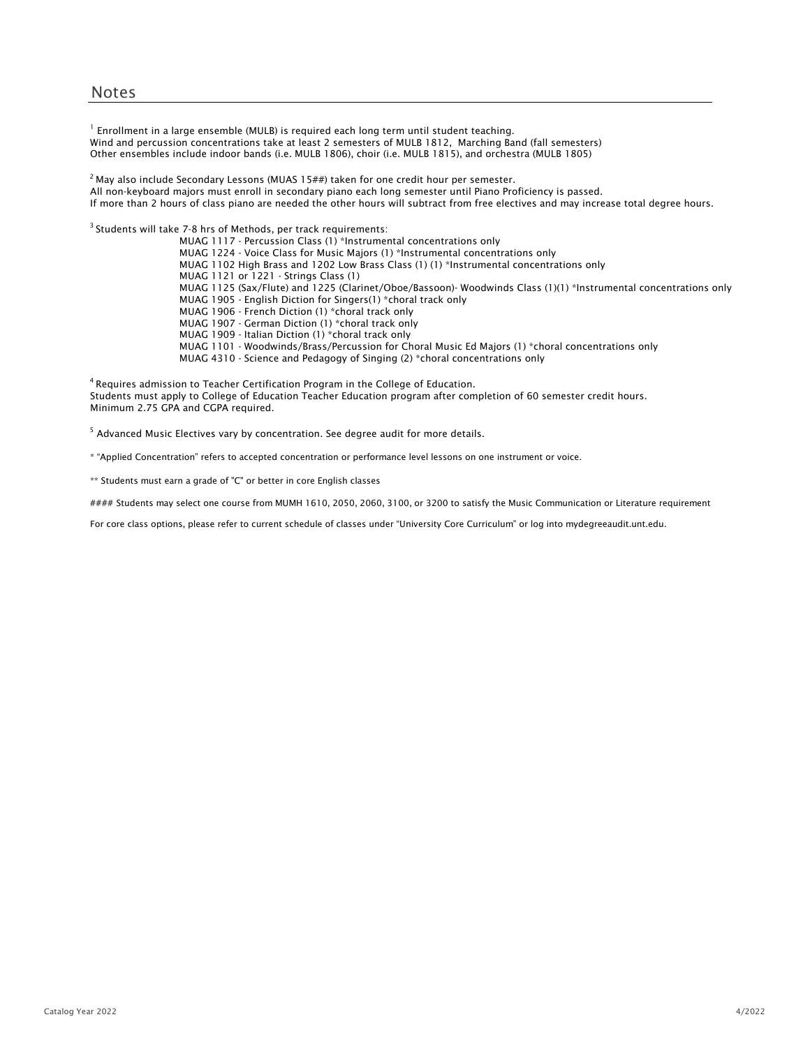## Notes

[1] Enrollment in a large ensemble (MULB) is required each long term until student teaching.
Wind and percussion concentrations take at least 2 semesters of MULB 1812, Marching Band (fall semesters)
Other ensembles include indoor bands (i.e. MULB 1806), choir (i.e. MULB 1815), and orchestra (MULB 1805)

[2] May also include Secondary Lessons (MUAS 15##) taken for one credit hour per semester.
All non-keyboard majors must enroll in secondary piano each long semester until Piano Proficiency is passed.
If more than 2 hours of class piano are needed the other hours will subtract from free electives and may increase total degree hours.

[3] Students will take 7-8 hrs of Methods, per track requirements:

- MUAG 1117 - Percussion Class (1) *Instrumental concentrations only
- MUAG 1224 - Voice Class for Music Majors (1) *Instrumental concentrations only
- MUAG 1102 High Brass and 1202 Low Brass Class (1) (1) *Instrumental concentrations only
- MUAG 1121 or 1221 - Strings Class (1)
- MUAG 1125 (Sax/Flute) and 1225 (Clarinet/Oboe/Bassoon)- Woodwinds Class (1)(1) *Instrumental concentrations only
- MUAG 1905 - English Diction for Singers(1) *choral track only
- MUAG 1906 - French Diction (1) *choral track only
- MUAG 1907 - German Diction (1) *choral track only
- MUAG 1909 - Italian Diction (1) *choral track only
- MUAG 1101 - Woodwinds/Brass/Percussion for Choral Music Ed Majors (1) *choral concentrations only
- MUAG 4310 - Science and Pedagogy of Singing (2) *choral concentrations only

[4] Requires admission to Teacher Certification Program in the College of Education.
Students must apply to College of Education Teacher Education program after completion of 60 semester credit hours.
Minimum 2.75 GPA and CGPA required.

[5] Advanced Music Electives vary by concentration. See degree audit for more details.

* "Applied Concentration" refers to accepted concentration or performance level lessons on one instrument or voice.

** Students must earn a grade of "C" or better in core English classes

#### Students may select one course from MUMH 1610, 2050, 2060, 3100, or 3200 to satisfy the Music Communication or Literature requirement

For core class options, please refer to current schedule of classes under "University Core Curriculum" or log into mydegreeaudit.unt.edu.